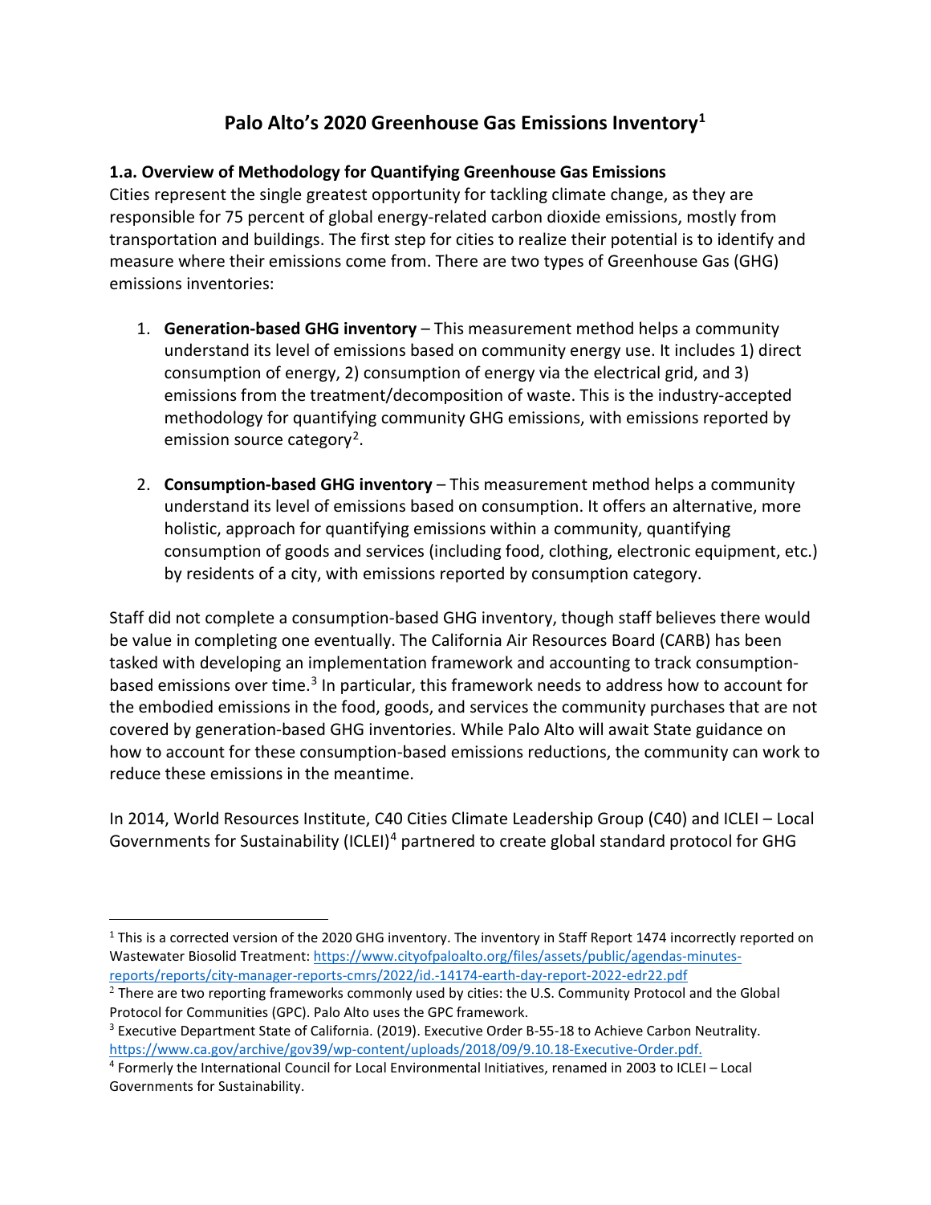# Palo Alto's 2020 Greenhouse Gas Emissions Inventory[1]

### 1.a. Overview of Methodology for Quantifying Greenhouse Gas Emissions

Cities represent the single greatest opportunity for tackling climate change, as they are responsible for 75 percent of global energy-related carbon dioxide emissions, mostly from transportation and buildings. The first step for cities to realize their potential is to identify and measure where their emissions come from. There are two types of Greenhouse Gas (GHG) emissions inventories:

1. **Generation-based GHG inventory** – This measurement method helps a community understand its level of emissions based on community energy use. It includes 1) direct consumption of energy, 2) consumption of energy via the electrical grid, and 3) emissions from the treatment/decomposition of waste. This is the industry-accepted methodology for quantifying community GHG emissions, with emissions reported by emission source category[2].

2. **Consumption-based GHG inventory** – This measurement method helps a community understand its level of emissions based on consumption. It offers an alternative, more holistic, approach for quantifying emissions within a community, quantifying consumption of goods and services (including food, clothing, electronic equipment, etc.) by residents of a city, with emissions reported by consumption category.

Staff did not complete a consumption-based GHG inventory, though staff believes there would be value in completing one eventually. The California Air Resources Board (CARB) has been tasked with developing an implementation framework and accounting to track consumption-based emissions over time.[3] In particular, this framework needs to address how to account for the embodied emissions in the food, goods, and services the community purchases that are not covered by generation-based GHG inventories. While Palo Alto will await State guidance on how to account for these consumption-based emissions reductions, the community can work to reduce these emissions in the meantime.

In 2014, World Resources Institute, C40 Cities Climate Leadership Group (C40) and ICLEI – Local Governments for Sustainability (ICLEI)[4] partnered to create global standard protocol for GHG

---

[1] This is a corrected version of the 2020 GHG inventory. The inventory in Staff Report 1474 incorrectly reported on Wastewater Biosolid Treatment: https://www.cityofpaloalto.org/files/assets/public/agendas-minutes-reports/reports/city-manager-reports-cmrs/2022/id.-14174-earth-day-report-2022-edr22.pdf

[2] There are two reporting frameworks commonly used by cities: the U.S. Community Protocol and the Global Protocol for Communities (GPC). Palo Alto uses the GPC framework.

[3] Executive Department State of California. (2019). Executive Order B-55-18 to Achieve Carbon Neutrality. https://www.ca.gov/archive/gov39/wp-content/uploads/2018/09/9.10.18-Executive-Order.pdf.

[4] Formerly the International Council for Local Environmental Initiatives, renamed in 2003 to ICLEI – Local Governments for Sustainability.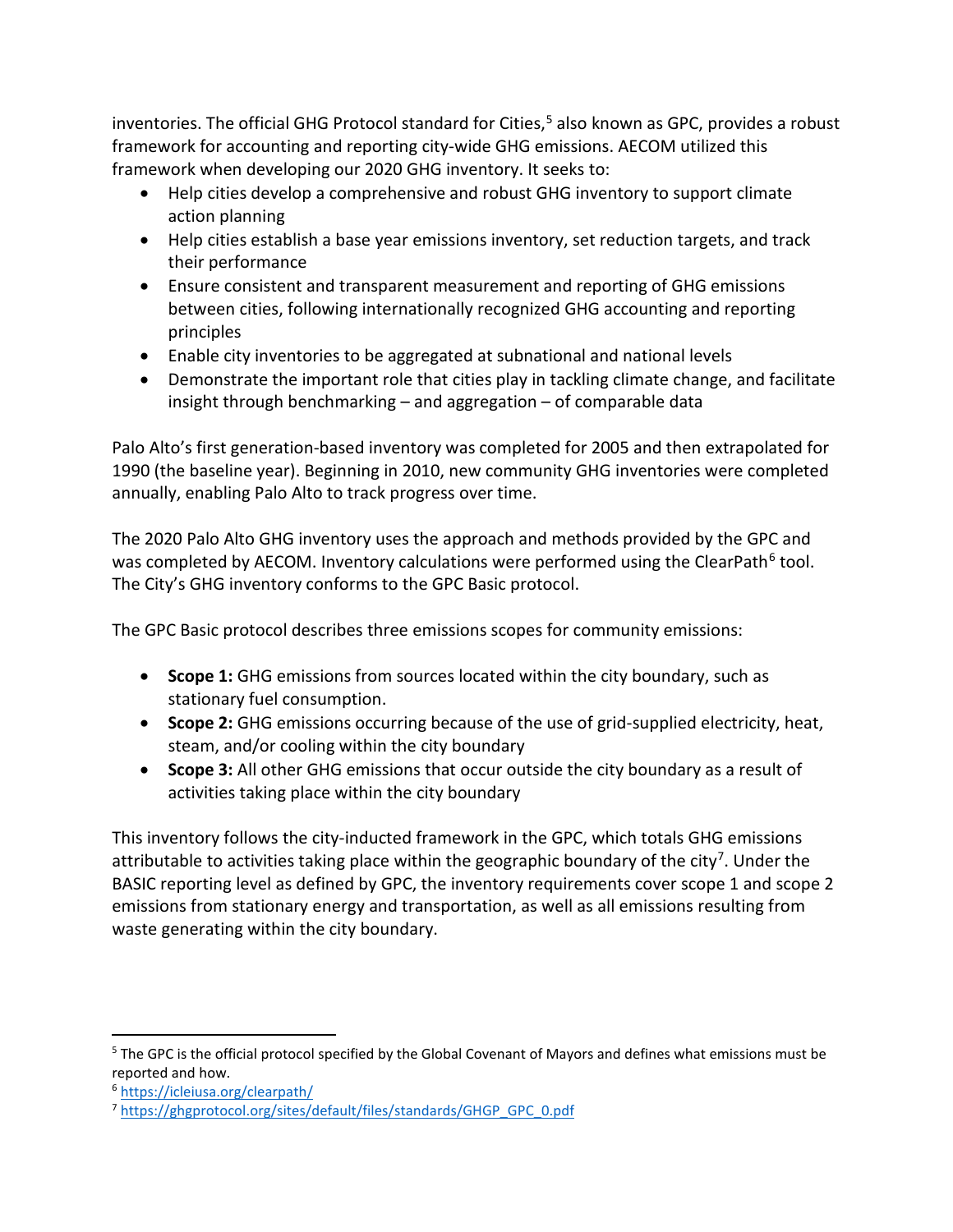inventories. The official GHG Protocol standard for Cities,[5] also known as GPC, provides a robust framework for accounting and reporting city-wide GHG emissions. AECOM utilized this framework when developing our 2020 GHG inventory. It seeks to:

- Help cities develop a comprehensive and robust GHG inventory to support climate action planning
- Help cities establish a base year emissions inventory, set reduction targets, and track their performance
- Ensure consistent and transparent measurement and reporting of GHG emissions between cities, following internationally recognized GHG accounting and reporting principles
- Enable city inventories to be aggregated at subnational and national levels
- Demonstrate the important role that cities play in tackling climate change, and facilitate insight through benchmarking – and aggregation – of comparable data

Palo Alto's first generation-based inventory was completed for 2005 and then extrapolated for 1990 (the baseline year). Beginning in 2010, new community GHG inventories were completed annually, enabling Palo Alto to track progress over time.

The 2020 Palo Alto GHG inventory uses the approach and methods provided by the GPC and was completed by AECOM. Inventory calculations were performed using the ClearPath[6] tool. The City's GHG inventory conforms to the GPC Basic protocol.

The GPC Basic protocol describes three emissions scopes for community emissions:

- **Scope 1:** GHG emissions from sources located within the city boundary, such as stationary fuel consumption.
- **Scope 2:** GHG emissions occurring because of the use of grid-supplied electricity, heat, steam, and/or cooling within the city boundary
- **Scope 3:** All other GHG emissions that occur outside the city boundary as a result of activities taking place within the city boundary

This inventory follows the city-inducted framework in the GPC, which totals GHG emissions attributable to activities taking place within the geographic boundary of the city[7]. Under the BASIC reporting level as defined by GPC, the inventory requirements cover scope 1 and scope 2 emissions from stationary energy and transportation, as well as all emissions resulting from waste generating within the city boundary.

---

[5] The GPC is the official protocol specified by the Global Covenant of Mayors and defines what emissions must be reported and how.

[6] https://icleiusa.org/clearpath/

[7] https://ghgprotocol.org/sites/default/files/standards/GHGP_GPC_0.pdf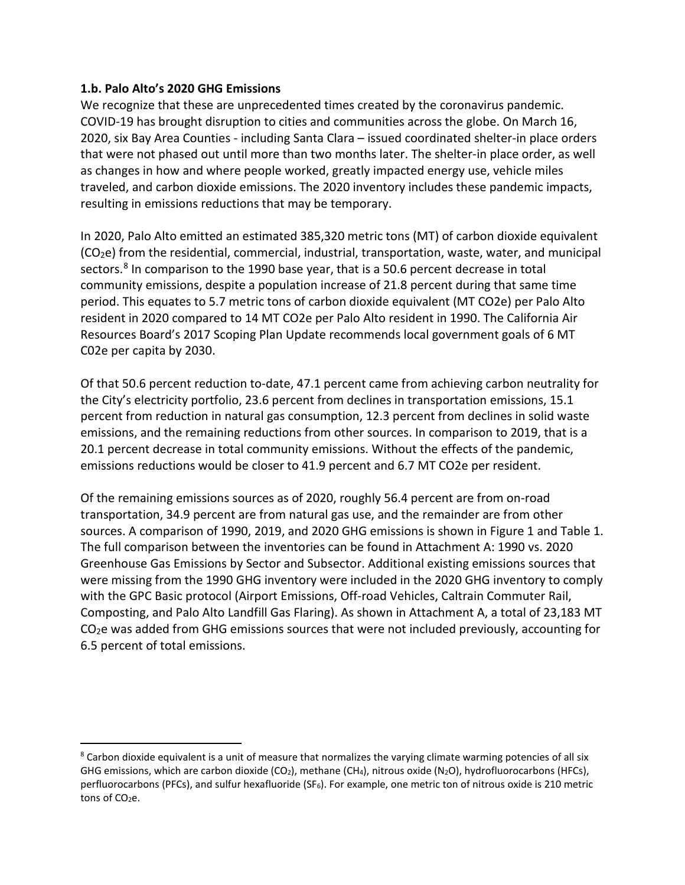**1.b. Palo Alto's 2020 GHG Emissions**

We recognize that these are unprecedented times created by the coronavirus pandemic. COVID-19 has brought disruption to cities and communities across the globe. On March 16, 2020, six Bay Area Counties - including Santa Clara – issued coordinated shelter-in place orders that were not phased out until more than two months later. The shelter-in place order, as well as changes in how and where people worked, greatly impacted energy use, vehicle miles traveled, and carbon dioxide emissions. The 2020 inventory includes these pandemic impacts, resulting in emissions reductions that may be temporary.

In 2020, Palo Alto emitted an estimated 385,320 metric tons (MT) of carbon dioxide equivalent ($CO_2e$) from the residential, commercial, industrial, transportation, waste, water, and municipal sectors.[8] In comparison to the 1990 base year, that is a 50.6 percent decrease in total community emissions, despite a population increase of 21.8 percent during that same time period. This equates to 5.7 metric tons of carbon dioxide equivalent (MT CO2e) per Palo Alto resident in 2020 compared to 14 MT CO2e per Palo Alto resident in 1990. The California Air Resources Board's 2017 Scoping Plan Update recommends local government goals of 6 MT C02e per capita by 2030.

Of that 50.6 percent reduction to-date, 47.1 percent came from achieving carbon neutrality for the City's electricity portfolio, 23.6 percent from declines in transportation emissions, 15.1 percent from reduction in natural gas consumption, 12.3 percent from declines in solid waste emissions, and the remaining reductions from other sources. In comparison to 2019, that is a 20.1 percent decrease in total community emissions. Without the effects of the pandemic, emissions reductions would be closer to 41.9 percent and 6.7 MT CO2e per resident.

Of the remaining emissions sources as of 2020, roughly 56.4 percent are from on-road transportation, 34.9 percent are from natural gas use, and the remainder are from other sources. A comparison of 1990, 2019, and 2020 GHG emissions is shown in Figure 1 and Table 1. The full comparison between the inventories can be found in Attachment A: 1990 vs. 2020 Greenhouse Gas Emissions by Sector and Subsector. Additional existing emissions sources that were missing from the 1990 GHG inventory were included in the 2020 GHG inventory to comply with the GPC Basic protocol (Airport Emissions, Off-road Vehicles, Caltrain Commuter Rail, Composting, and Palo Alto Landfill Gas Flaring). As shown in Attachment A, a total of 23,183 MT $CO_2e$ was added from GHG emissions sources that were not included previously, accounting for 6.5 percent of total emissions.

---

[8] Carbon dioxide equivalent is a unit of measure that normalizes the varying climate warming potencies of all six GHG emissions, which are carbon dioxide ($CO_2$), methane ($CH_4$), nitrous oxide ($N_2O$), hydrofluorocarbons (HFCs), perfluorocarbons (PFCs), and sulfur hexafluoride ($SF_6$). For example, one metric ton of nitrous oxide is 210 metric tons of $CO_2e$.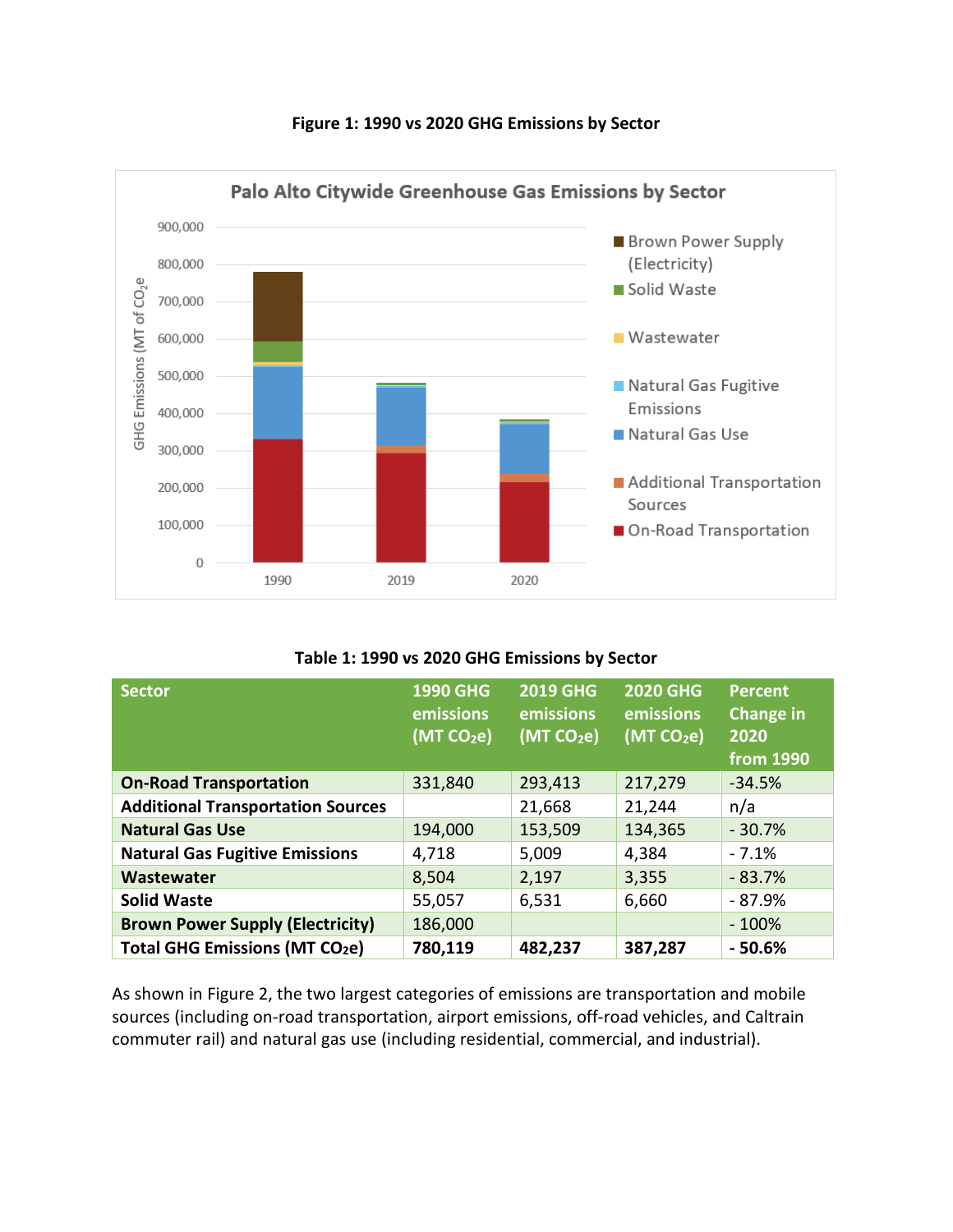**Figure 1: 1990 vs 2020 GHG Emissions by Sector**

**Table 1: 1990 vs 2020 GHG Emissions by Sector**

| Sector | 1990 GHG emissions (MT $CO_2e$) | 2019 GHG emissions (MT $CO_2e$) | 2020 GHG emissions (MT $CO_2e$) | Percent Change in 2020 from 1990 |
|---|---|---|---|---|
| **On-Road Transportation** | 331,840 | 293,413 | 217,279 | -34.5% |
| **Additional Transportation Sources** | | 21,668 | 21,244 | n/a |
| **Natural Gas Use** | 194,000 | 153,509 | 134,365 | - 30.7% |
| **Natural Gas Fugitive Emissions** | 4,718 | 5,009 | 4,384 | - 7.1% |
| **Wastewater** | 8,504 | 2,197 | 3,355 | - 83.7% |
| **Solid Waste** | 55,057 | 6,531 | 6,660 | - 87.9% |
| **Brown Power Supply (Electricity)** | 186,000 | | | - 100% |
| **Total GHG Emissions (MT $CO_2e$)** | **780,119** | **482,237** | **387,287** | **- 50.6%** |

As shown in Figure 2, the two largest categories of emissions are transportation and mobile sources (including on-road transportation, airport emissions, off-road vehicles, and Caltrain commuter rail) and natural gas use (including residential, commercial, and industrial).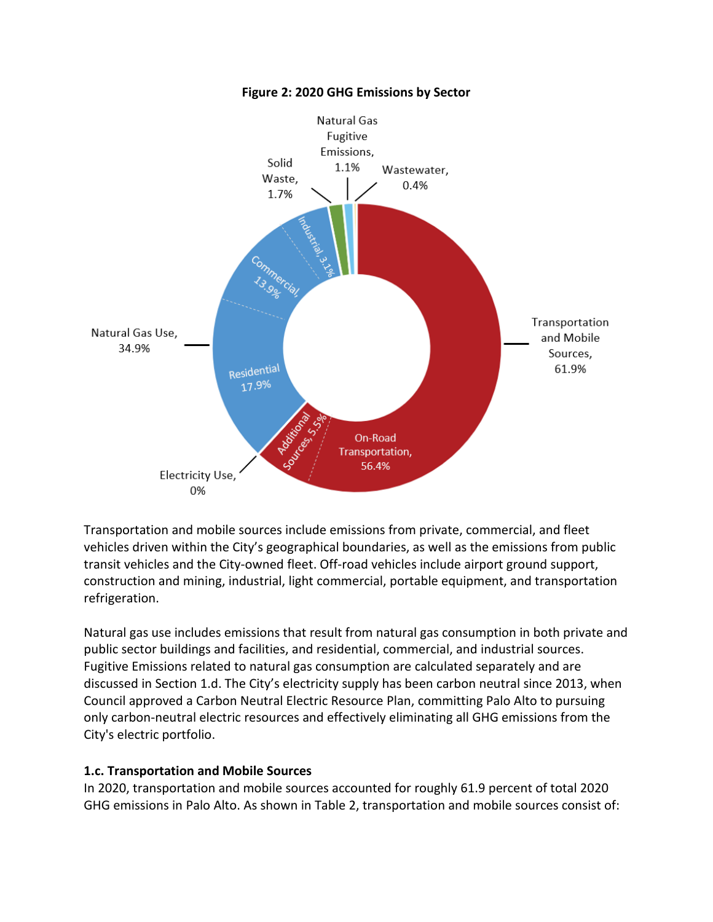**Figure 2: 2020 GHG Emissions by Sector**

Transportation and mobile sources include emissions from private, commercial, and fleet vehicles driven within the City's geographical boundaries, as well as the emissions from public transit vehicles and the City-owned fleet. Off-road vehicles include airport ground support, construction and mining, industrial, light commercial, portable equipment, and transportation refrigeration.

Natural gas use includes emissions that result from natural gas consumption in both private and public sector buildings and facilities, and residential, commercial, and industrial sources. Fugitive Emissions related to natural gas consumption are calculated separately and are discussed in Section 1.d. The City's electricity supply has been carbon neutral since 2013, when Council approved a Carbon Neutral Electric Resource Plan, committing Palo Alto to pursuing only carbon-neutral electric resources and effectively eliminating all GHG emissions from the City's electric portfolio.

### 1.c. Transportation and Mobile Sources

In 2020, transportation and mobile sources accounted for roughly 61.9 percent of total 2020 GHG emissions in Palo Alto. As shown in Table 2, transportation and mobile sources consist of: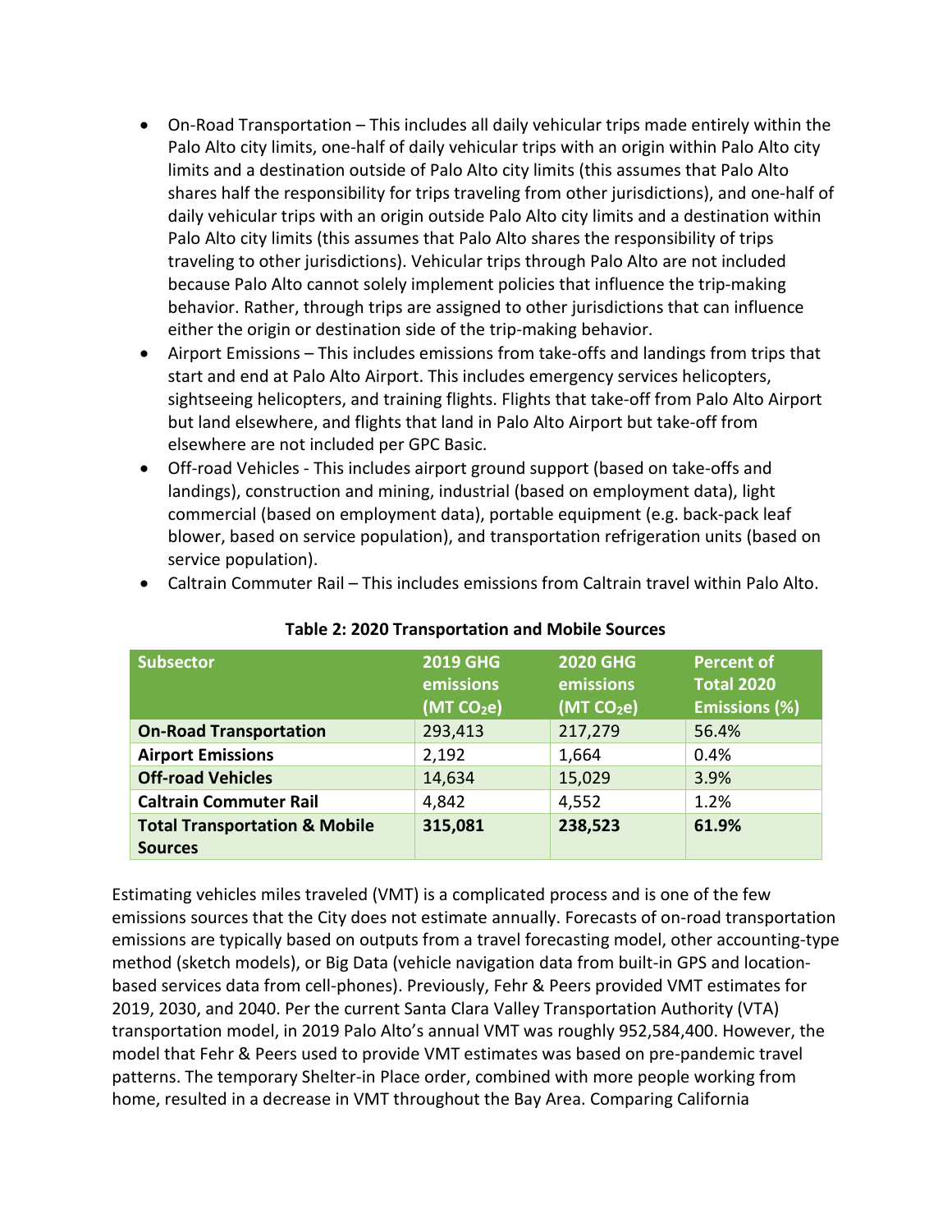- On-Road Transportation – This includes all daily vehicular trips made entirely within the Palo Alto city limits, one-half of daily vehicular trips with an origin within Palo Alto city limits and a destination outside of Palo Alto city limits (this assumes that Palo Alto shares half the responsibility for trips traveling from other jurisdictions), and one-half of daily vehicular trips with an origin outside Palo Alto city limits and a destination within Palo Alto city limits (this assumes that Palo Alto shares the responsibility of trips traveling to other jurisdictions). Vehicular trips through Palo Alto are not included because Palo Alto cannot solely implement policies that influence the trip-making behavior. Rather, through trips are assigned to other jurisdictions that can influence either the origin or destination side of the trip-making behavior.
- Airport Emissions – This includes emissions from take-offs and landings from trips that start and end at Palo Alto Airport. This includes emergency services helicopters, sightseeing helicopters, and training flights. Flights that take-off from Palo Alto Airport but land elsewhere, and flights that land in Palo Alto Airport but take-off from elsewhere are not included per GPC Basic.
- Off-road Vehicles - This includes airport ground support (based on take-offs and landings), construction and mining, industrial (based on employment data), light commercial (based on employment data), portable equipment (e.g. back-pack leaf blower, based on service population), and transportation refrigeration units (based on service population).
- Caltrain Commuter Rail – This includes emissions from Caltrain travel within Palo Alto.

**Table 2: 2020 Transportation and Mobile Sources**

| Subsector | 2019 GHG emissions (MT $CO_2e$) | 2020 GHG emissions (MT $CO_2e$) | Percent of Total 2020 Emissions (%) |
|---|---|---|---|
| **On-Road Transportation** | 293,413 | 217,279 | 56.4% |
| **Airport Emissions** | 2,192 | 1,664 | 0.4% |
| **Off-road Vehicles** | 14,634 | 15,029 | 3.9% |
| **Caltrain Commuter Rail** | 4,842 | 4,552 | 1.2% |
| **Total Transportation & Mobile Sources** | **315,081** | **238,523** | **61.9%** |

Estimating vehicles miles traveled (VMT) is a complicated process and is one of the few emissions sources that the City does not estimate annually. Forecasts of on-road transportation emissions are typically based on outputs from a travel forecasting model, other accounting-type method (sketch models), or Big Data (vehicle navigation data from built-in GPS and location-based services data from cell-phones). Previously, Fehr & Peers provided VMT estimates for 2019, 2030, and 2040. Per the current Santa Clara Valley Transportation Authority (VTA) transportation model, in 2019 Palo Alto's annual VMT was roughly 952,584,400. However, the model that Fehr & Peers used to provide VMT estimates was based on pre-pandemic travel patterns. The temporary Shelter-in Place order, combined with more people working from home, resulted in a decrease in VMT throughout the Bay Area. Comparing California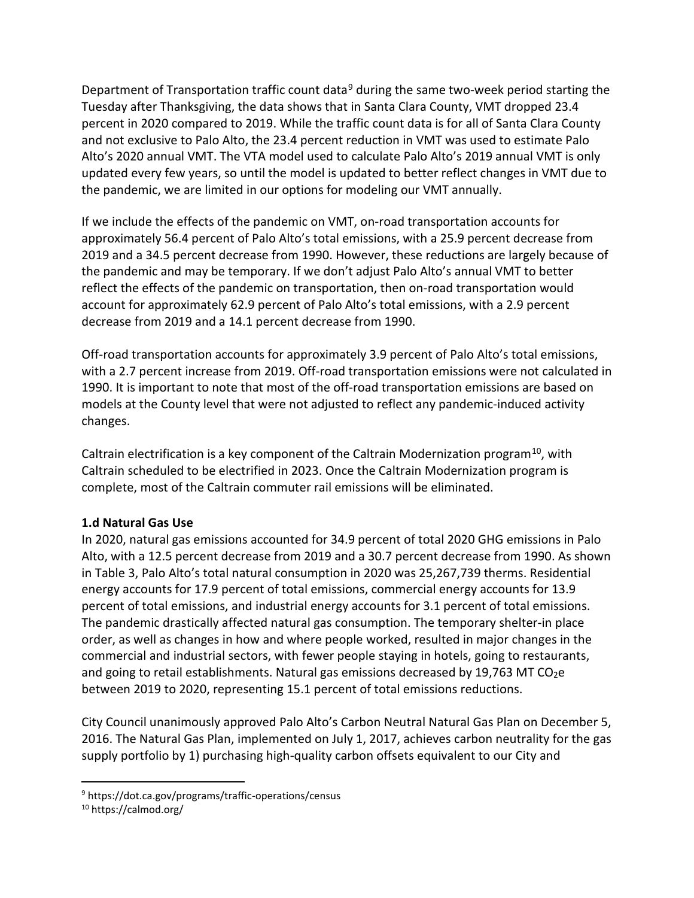Department of Transportation traffic count data[9] during the same two-week period starting the Tuesday after Thanksgiving, the data shows that in Santa Clara County, VMT dropped 23.4 percent in 2020 compared to 2019. While the traffic count data is for all of Santa Clara County and not exclusive to Palo Alto, the 23.4 percent reduction in VMT was used to estimate Palo Alto's 2020 annual VMT. The VTA model used to calculate Palo Alto's 2019 annual VMT is only updated every few years, so until the model is updated to better reflect changes in VMT due to the pandemic, we are limited in our options for modeling our VMT annually.

If we include the effects of the pandemic on VMT, on-road transportation accounts for approximately 56.4 percent of Palo Alto's total emissions, with a 25.9 percent decrease from 2019 and a 34.5 percent decrease from 1990. However, these reductions are largely because of the pandemic and may be temporary. If we don't adjust Palo Alto's annual VMT to better reflect the effects of the pandemic on transportation, then on-road transportation would account for approximately 62.9 percent of Palo Alto's total emissions, with a 2.9 percent decrease from 2019 and a 14.1 percent decrease from 1990.

Off-road transportation accounts for approximately 3.9 percent of Palo Alto's total emissions, with a 2.7 percent increase from 2019. Off-road transportation emissions were not calculated in 1990. It is important to note that most of the off-road transportation emissions are based on models at the County level that were not adjusted to reflect any pandemic-induced activity changes.

Caltrain electrification is a key component of the Caltrain Modernization program[10], with Caltrain scheduled to be electrified in 2023. Once the Caltrain Modernization program is complete, most of the Caltrain commuter rail emissions will be eliminated.

**1.d Natural Gas Use**

In 2020, natural gas emissions accounted for 34.9 percent of total 2020 GHG emissions in Palo Alto, with a 12.5 percent decrease from 2019 and a 30.7 percent decrease from 1990. As shown in Table 3, Palo Alto's total natural consumption in 2020 was 25,267,739 therms. Residential energy accounts for 17.9 percent of total emissions, commercial energy accounts for 13.9 percent of total emissions, and industrial energy accounts for 3.1 percent of total emissions. The pandemic drastically affected natural gas consumption. The temporary shelter-in place order, as well as changes in how and where people worked, resulted in major changes in the commercial and industrial sectors, with fewer people staying in hotels, going to restaurants, and going to retail establishments. Natural gas emissions decreased by 19,763 MT $CO_2e$ between 2019 to 2020, representing 15.1 percent of total emissions reductions.

City Council unanimously approved Palo Alto's Carbon Neutral Natural Gas Plan on December 5, 2016. The Natural Gas Plan, implemented on July 1, 2017, achieves carbon neutrality for the gas supply portfolio by 1) purchasing high-quality carbon offsets equivalent to our City and

---

[9] https://dot.ca.gov/programs/traffic-operations/census

[10] https://calmod.org/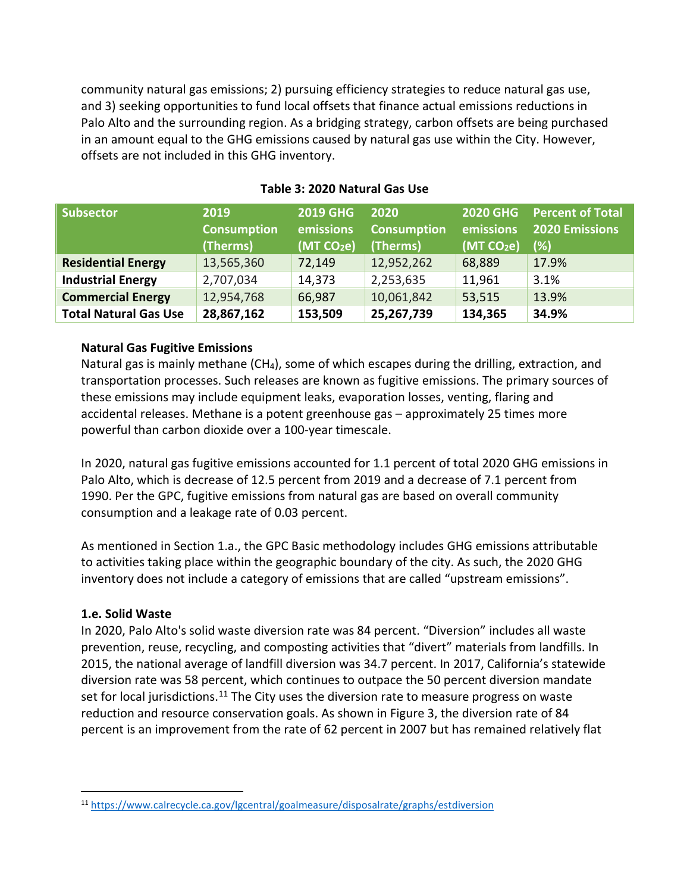community natural gas emissions; 2) pursuing efficiency strategies to reduce natural gas use, and 3) seeking opportunities to fund local offsets that finance actual emissions reductions in Palo Alto and the surrounding region. As a bridging strategy, carbon offsets are being purchased in an amount equal to the GHG emissions caused by natural gas use within the City. However, offsets are not included in this GHG inventory.

**Table 3: 2020 Natural Gas Use**

| Subsector | 2019 Consumption (Therms) | 2019 GHG emissions (MT $CO_2$e) | 2020 Consumption (Therms) | 2020 GHG emissions (MT $CO_2$e) | Percent of Total 2020 Emissions (%) |
|---|---|---|---|---|---|
| **Residential Energy** | 13,565,360 | 72,149 | 12,952,262 | 68,889 | 17.9% |
| **Industrial Energy** | 2,707,034 | 14,373 | 2,253,635 | 11,961 | 3.1% |
| **Commercial Energy** | 12,954,768 | 66,987 | 10,061,842 | 53,515 | 13.9% |
| **Total Natural Gas Use** | **28,867,162** | **153,509** | **25,267,739** | **134,365** | **34.9%** |

**Natural Gas Fugitive Emissions**

Natural gas is mainly methane ($CH_4$), some of which escapes during the drilling, extraction, and transportation processes. Such releases are known as fugitive emissions. The primary sources of these emissions may include equipment leaks, evaporation losses, venting, flaring and accidental releases. Methane is a potent greenhouse gas – approximately 25 times more powerful than carbon dioxide over a 100-year timescale.

In 2020, natural gas fugitive emissions accounted for 1.1 percent of total 2020 GHG emissions in Palo Alto, which is decrease of 12.5 percent from 2019 and a decrease of 7.1 percent from 1990. Per the GPC, fugitive emissions from natural gas are based on overall community consumption and a leakage rate of 0.03 percent.

As mentioned in Section 1.a., the GPC Basic methodology includes GHG emissions attributable to activities taking place within the geographic boundary of the city. As such, the 2020 GHG inventory does not include a category of emissions that are called "upstream emissions".

### 1.e. Solid Waste

In 2020, Palo Alto's solid waste diversion rate was 84 percent. "Diversion" includes all waste prevention, reuse, recycling, and composting activities that "divert" materials from landfills. In 2015, the national average of landfill diversion was 34.7 percent. In 2017, California's statewide diversion rate was 58 percent, which continues to outpace the 50 percent diversion mandate set for local jurisdictions.[11] The City uses the diversion rate to measure progress on waste reduction and resource conservation goals. As shown in Figure 3, the diversion rate of 84 percent is an improvement from the rate of 62 percent in 2007 but has remained relatively flat

[11] https://www.calrecycle.ca.gov/lgcentral/goalmeasure/disposalrate/graphs/estdiversion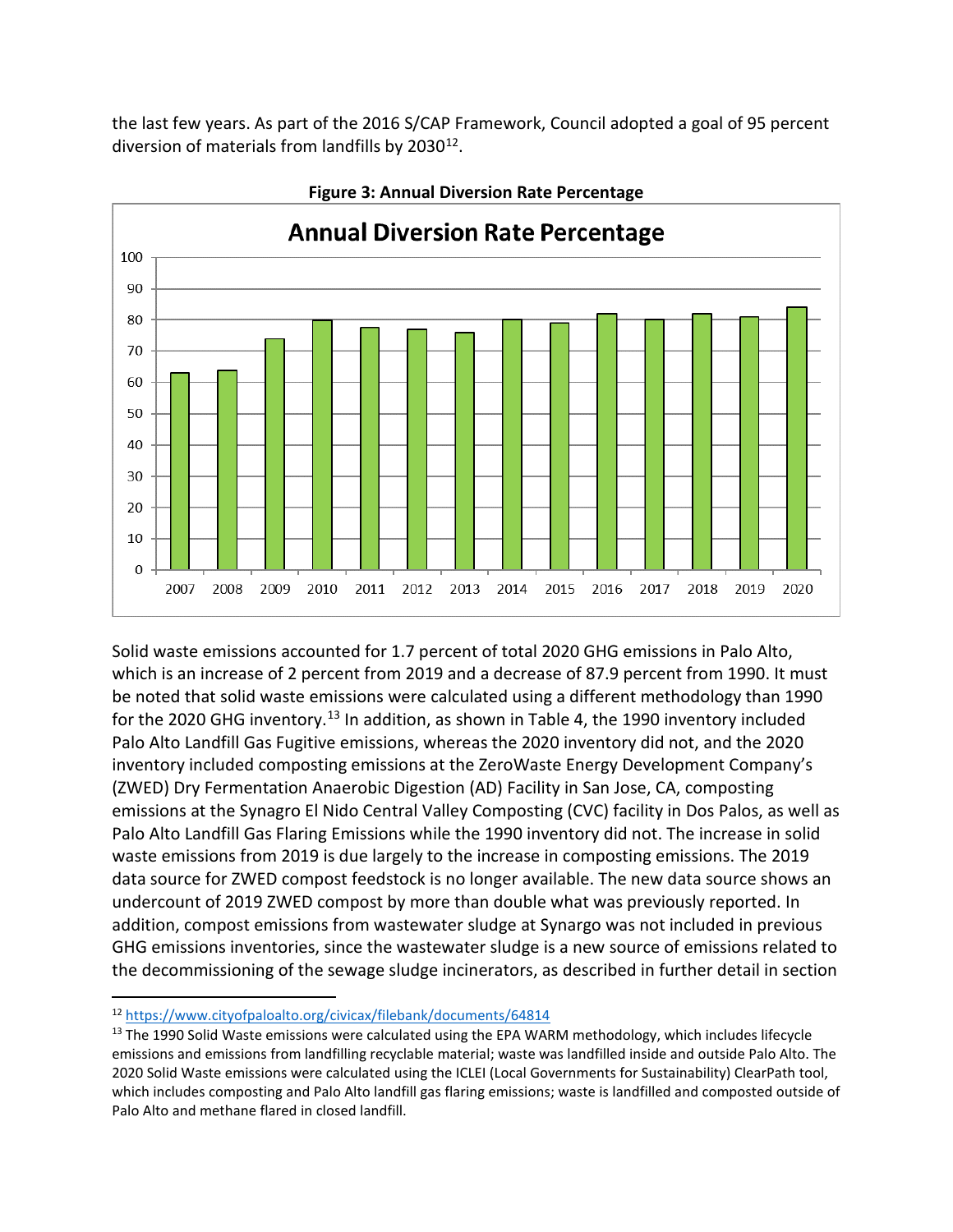the last few years. As part of the 2016 S/CAP Framework, Council adopted a goal of 95 percent diversion of materials from landfills by 2030[12].

**Figure 3: Annual Diversion Rate Percentage**

Solid waste emissions accounted for 1.7 percent of total 2020 GHG emissions in Palo Alto, which is an increase of 2 percent from 2019 and a decrease of 87.9 percent from 1990. It must be noted that solid waste emissions were calculated using a different methodology than 1990 for the 2020 GHG inventory.[13] In addition, as shown in Table 4, the 1990 inventory included Palo Alto Landfill Gas Fugitive emissions, whereas the 2020 inventory did not, and the 2020 inventory included composting emissions at the ZeroWaste Energy Development Company's (ZWED) Dry Fermentation Anaerobic Digestion (AD) Facility in San Jose, CA, composting emissions at the Synagro El Nido Central Valley Composting (CVC) facility in Dos Palos, as well as Palo Alto Landfill Gas Flaring Emissions while the 1990 inventory did not. The increase in solid waste emissions from 2019 is due largely to the increase in composting emissions. The 2019 data source for ZWED compost feedstock is no longer available. The new data source shows an undercount of 2019 ZWED compost by more than double what was previously reported. In addition, compost emissions from wastewater sludge at Synargo was not included in previous GHG emissions inventories, since the wastewater sludge is a new source of emissions related to the decommissioning of the sewage sludge incinerators, as described in further detail in section

---

[12] https://www.cityofpaloalto.org/civicax/filebank/documents/64814

[13] The 1990 Solid Waste emissions were calculated using the EPA WARM methodology, which includes lifecycle emissions and emissions from landfilling recyclable material; waste was landfilled inside and outside Palo Alto. The 2020 Solid Waste emissions were calculated using the ICLEI (Local Governments for Sustainability) ClearPath tool, which includes composting and Palo Alto landfill gas flaring emissions; waste is landfilled and composted outside of Palo Alto and methane flared in closed landfill.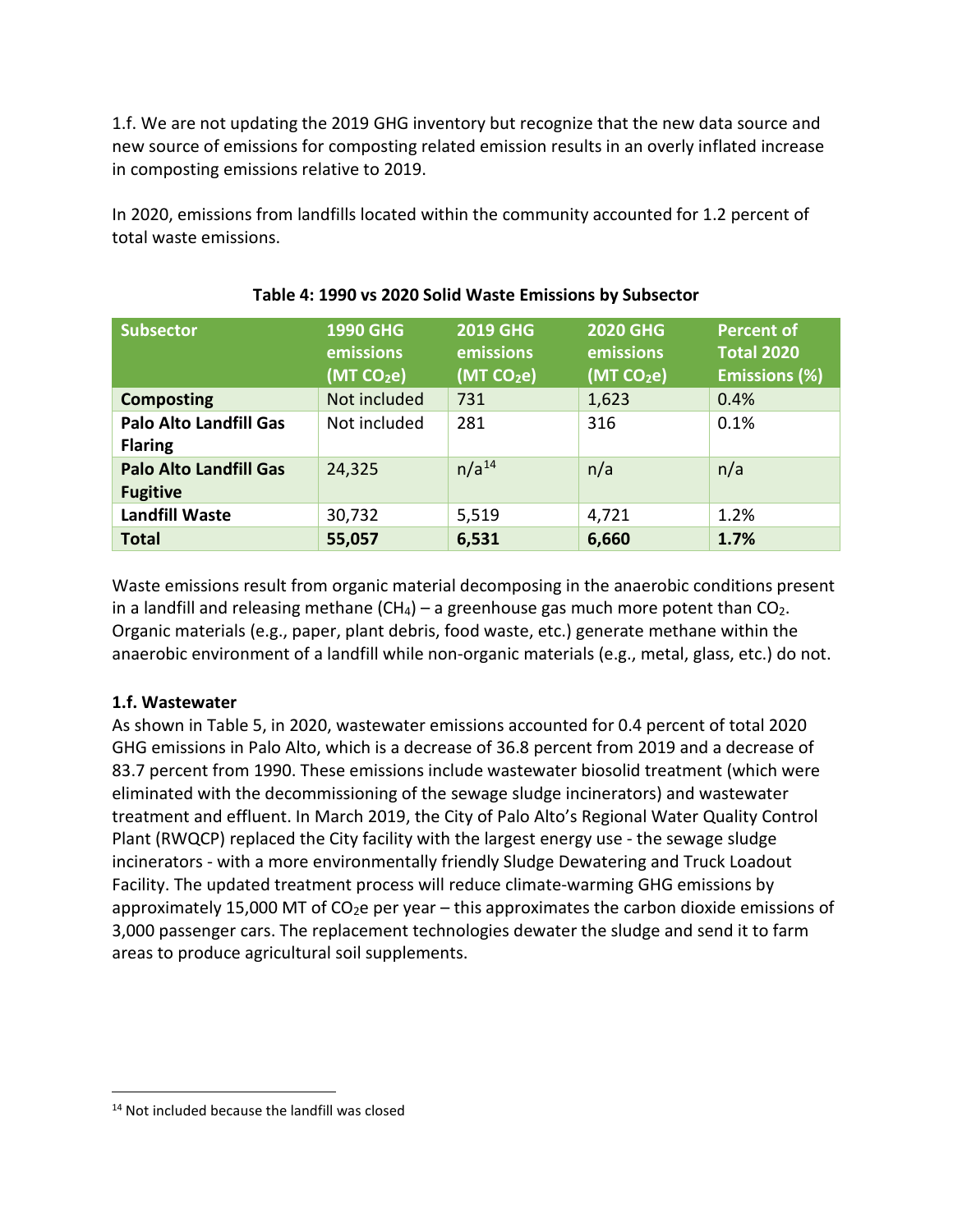1.f. We are not updating the 2019 GHG inventory but recognize that the new data source and new source of emissions for composting related emission results in an overly inflated increase in composting emissions relative to 2019.

In 2020, emissions from landfills located within the community accounted for 1.2 percent of total waste emissions.

**Table 4: 1990 vs 2020 Solid Waste Emissions by Subsector**

| Subsector | 1990 GHG emissions (MT $CO_2e$) | 2019 GHG emissions (MT $CO_2e$) | 2020 GHG emissions (MT $CO_2e$) | Percent of Total 2020 Emissions (%) |
|---|---|---|---|---|
| **Composting** | Not included | 731 | 1,623 | 0.4% |
| **Palo Alto Landfill Gas Flaring** | Not included | 281 | 316 | 0.1% |
| **Palo Alto Landfill Gas Fugitive** | 24,325 | n/a[14] | n/a | n/a |
| **Landfill Waste** | 30,732 | 5,519 | 4,721 | 1.2% |
| **Total** | **55,057** | **6,531** | **6,660** | **1.7%** |

Waste emissions result from organic material decomposing in the anaerobic conditions present in a landfill and releasing methane ($CH_4$) – a greenhouse gas much more potent than $CO_2$. Organic materials (e.g., paper, plant debris, food waste, etc.) generate methane within the anaerobic environment of a landfill while non-organic materials (e.g., metal, glass, etc.) do not.

**1.f. Wastewater**

As shown in Table 5, in 2020, wastewater emissions accounted for 0.4 percent of total 2020 GHG emissions in Palo Alto, which is a decrease of 36.8 percent from 2019 and a decrease of 83.7 percent from 1990. These emissions include wastewater biosolid treatment (which were eliminated with the decommissioning of the sewage sludge incinerators) and wastewater treatment and effluent. In March 2019, the City of Palo Alto's Regional Water Quality Control Plant (RWQCP) replaced the City facility with the largest energy use - the sewage sludge incinerators - with a more environmentally friendly Sludge Dewatering and Truck Loadout Facility. The updated treatment process will reduce climate-warming GHG emissions by approximately 15,000 MT of $CO_2e$ per year – this approximates the carbon dioxide emissions of 3,000 passenger cars. The replacement technologies dewater the sludge and send it to farm areas to produce agricultural soil supplements.

[14] Not included because the landfill was closed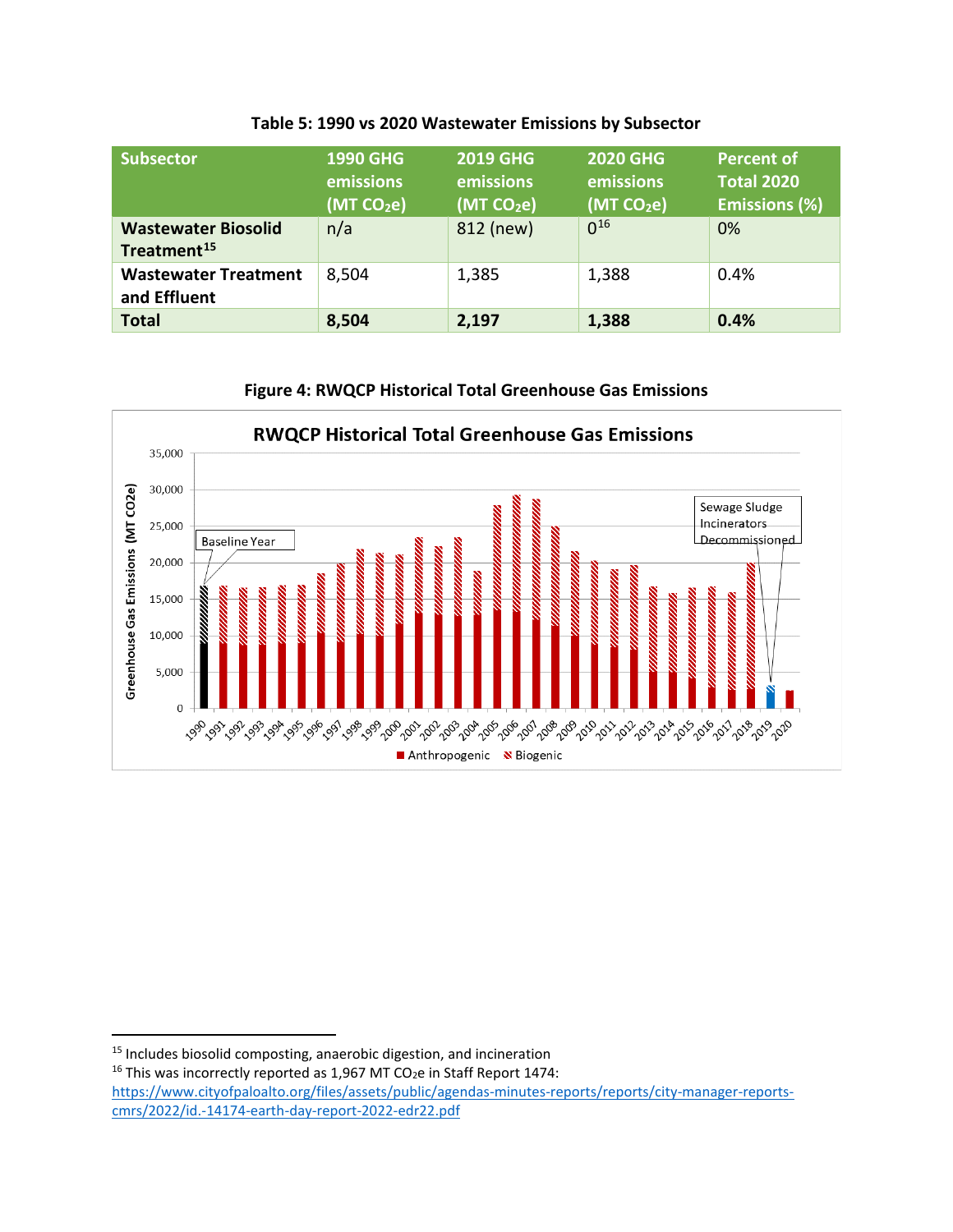**Table 5: 1990 vs 2020 Wastewater Emissions by Subsector**

| Subsector | 1990 GHG emissions (MT $CO_2e$) | 2019 GHG emissions (MT $CO_2e$) | 2020 GHG emissions (MT $CO_2e$) | Percent of Total 2020 Emissions (%) |
|---|---|---|---|---|
| **Wastewater Biosolid Treatment**[15] | n/a | 812 (new) | 0[16] | 0% |
| **Wastewater Treatment and Effluent** | 8,504 | 1,385 | 1,388 | 0.4% |
| **Total** | **8,504** | **2,197** | **1,388** | **0.4%** |

**Figure 4: RWQCP Historical Total Greenhouse Gas Emissions**

RWQCP Historical Total Greenhouse Gas Emissions

---

[15] Includes biosolid composting, anaerobic digestion, and incineration

[16] This was incorrectly reported as 1,967 MT $CO_2e$ in Staff Report 1474: https://www.cityofpaloalto.org/files/assets/public/agendas-minutes-reports/reports/city-manager-reports-cmrs/2022/id.-14174-earth-day-report-2022-edr22.pdf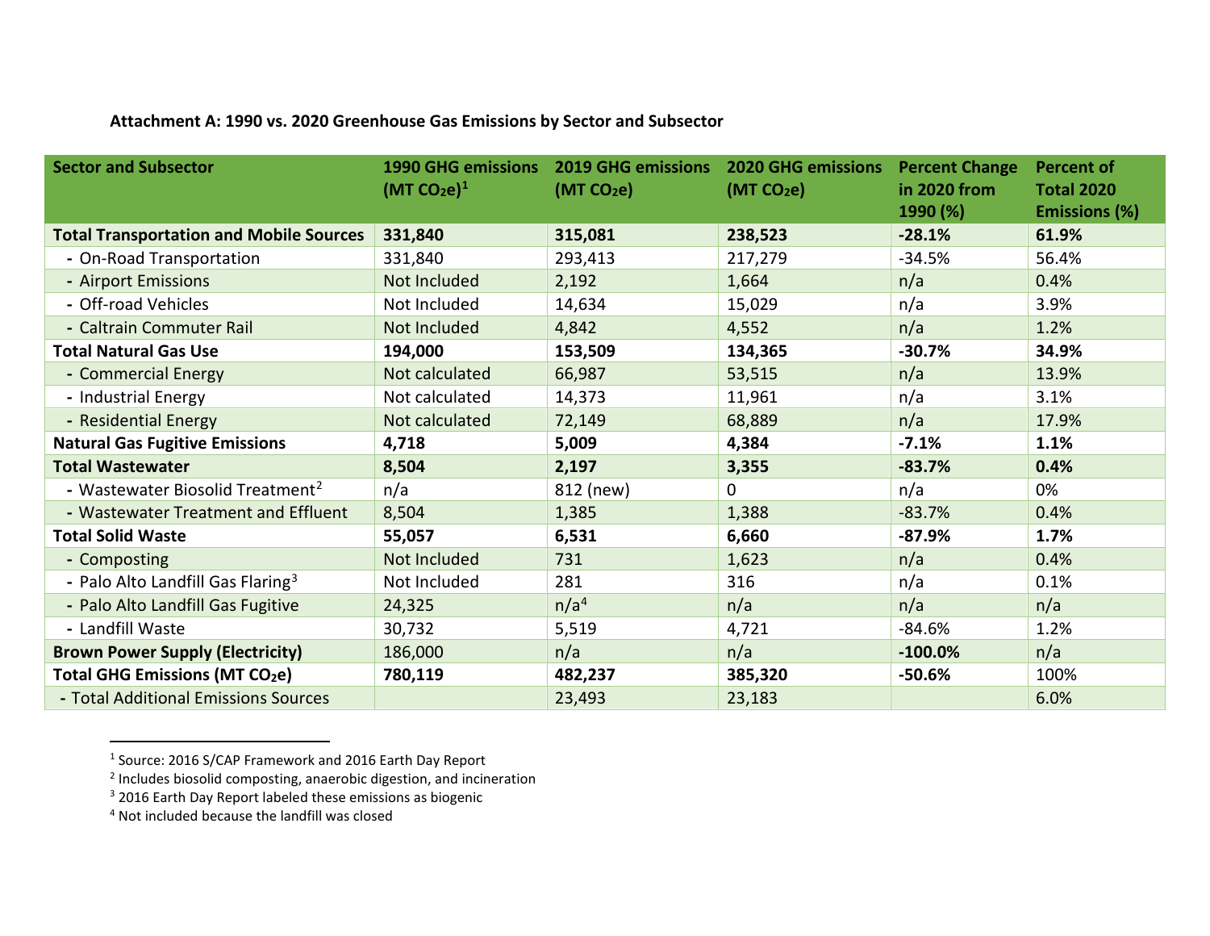**Attachment A: 1990 vs. 2020 Greenhouse Gas Emissions by Sector and Subsector**

| Sector and Subsector | 1990 GHG emissions (MT $CO_2e$)[1] | 2019 GHG emissions (MT $CO_2e$) | 2020 GHG emissions (MT $CO_2e$) | Percent Change in 2020 from 1990 (%) | Percent of Total 2020 Emissions (%) |
|---|---|---|---|---|---|
| **Total Transportation and Mobile Sources** | **331,840** | **315,081** | **238,523** | **-28.1%** | **61.9%** |
| - On-Road Transportation | 331,840 | 293,413 | 217,279 | -34.5% | 56.4% |
| - Airport Emissions | Not Included | 2,192 | 1,664 | n/a | 0.4% |
| - Off-road Vehicles | Not Included | 14,634 | 15,029 | n/a | 3.9% |
| - Caltrain Commuter Rail | Not Included | 4,842 | 4,552 | n/a | 1.2% |
| **Total Natural Gas Use** | **194,000** | **153,509** | **134,365** | **-30.7%** | **34.9%** |
| - Commercial Energy | Not calculated | 66,987 | 53,515 | n/a | 13.9% |
| - Industrial Energy | Not calculated | 14,373 | 11,961 | n/a | 3.1% |
| - Residential Energy | Not calculated | 72,149 | 68,889 | n/a | 17.9% |
| **Natural Gas Fugitive Emissions** | **4,718** | **5,009** | **4,384** | **-7.1%** | **1.1%** |
| **Total Wastewater** | **8,504** | **2,197** | **3,355** | **-83.7%** | **0.4%** |
| - Wastewater Biosolid Treatment[2] | n/a | 812 (new) | 0 | n/a | 0% |
| - Wastewater Treatment and Effluent | 8,504 | 1,385 | 1,388 | -83.7% | 0.4% |
| **Total Solid Waste** | **55,057** | **6,531** | **6,660** | **-87.9%** | **1.7%** |
| - Composting | Not Included | 731 | 1,623 | n/a | 0.4% |
| - Palo Alto Landfill Gas Flaring[3] | Not Included | 281 | 316 | n/a | 0.1% |
| - Palo Alto Landfill Gas Fugitive | 24,325 | n/a[4] | n/a | n/a | n/a |
| - Landfill Waste | 30,732 | 5,519 | 4,721 | -84.6% | 1.2% |
| **Brown Power Supply (Electricity)** | 186,000 | n/a | n/a | **-100.0%** | n/a |
| **Total GHG Emissions (MT $CO_2e$)** | **780,119** | **482,237** | **385,320** | **-50.6%** | 100% |
| - Total Additional Emissions Sources | | 23,493 | 23,183 | | 6.0% |

[1] Source: 2016 S/CAP Framework and 2016 Earth Day Report

[2] Includes biosolid composting, anaerobic digestion, and incineration

[3] 2016 Earth Day Report labeled these emissions as biogenic

[4] Not included because the landfill was closed